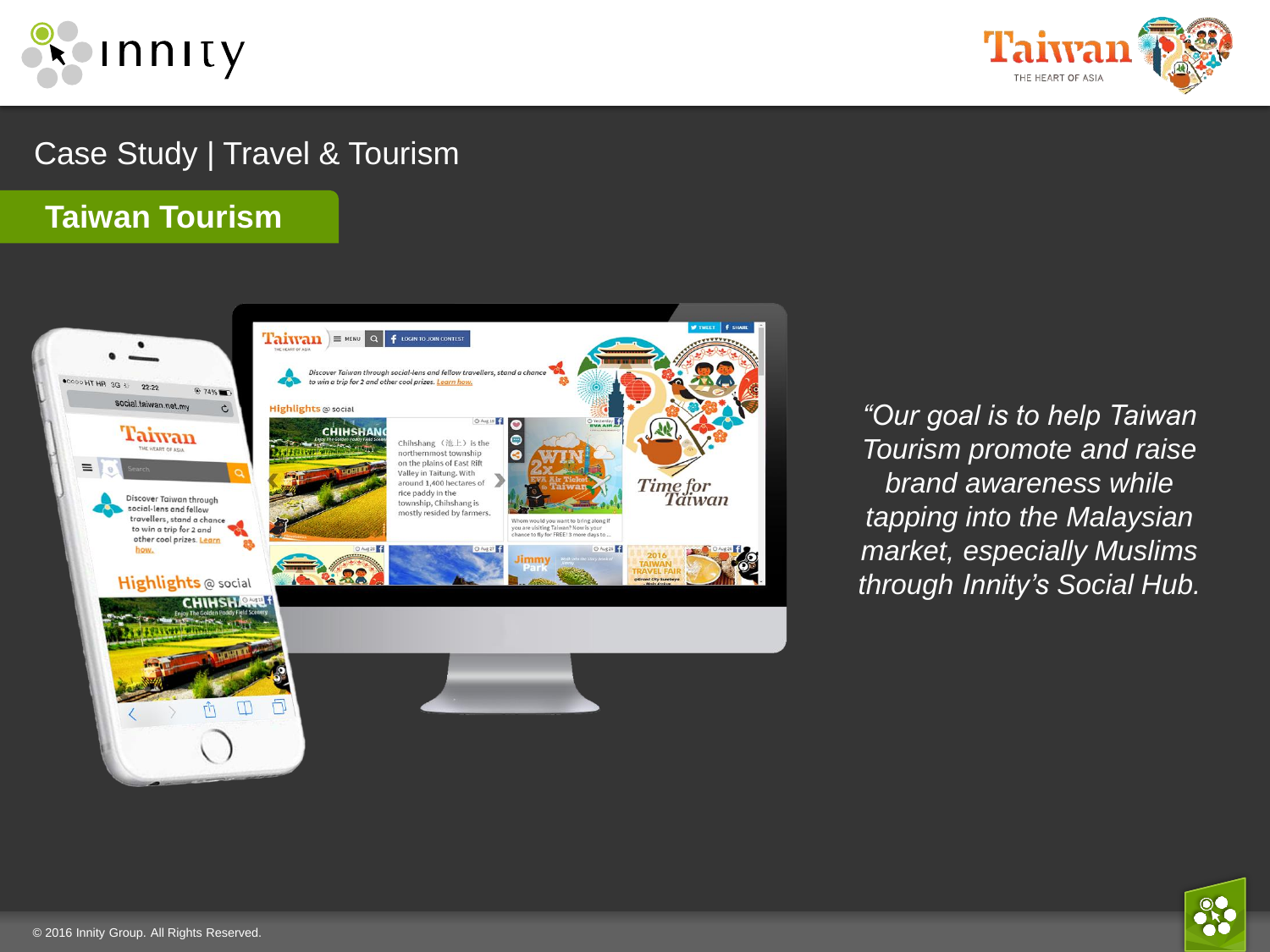# Case Study | Travel & Tourism

## Taiwan Tourism

*"Our goal is to help Taiwan Tourism promote and raise brand awareness while tapping into the Malaysian market, especially Muslims through Innity's Social Hub.*

© 2016 Innity Group. All Rights Reserved.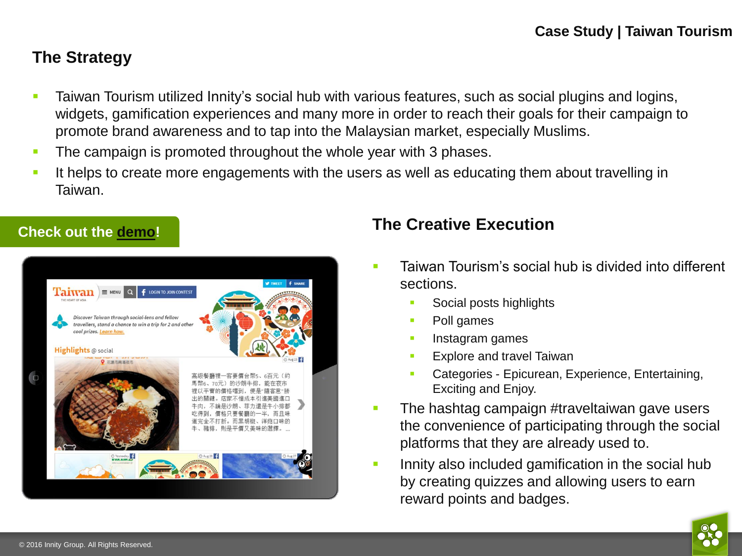Case Study | Taiwan Tourism

## The Strategy

- Taiwan Tourism utilized Innity's social hub with various features, such as social plugins and logins, widgets, gamification experiences and many more in order to reach their goals for their campaign to promote brand awareness and to tap into the Malaysian market, especially Muslims.
- The campaign is promoted throughout the whole year with 3 phases.
- It helps to create more engagements with the users as well as educating them about travelling in Taiwan.

**Check out the demo!**

## The Creative Execution

- Taiwan Tourism's social hub is divided into different sections.
  - Social posts highlights
  - Poll games
  - Instagram games
  - Explore and travel Taiwan
  - Categories - Epicurean, Experience, Entertaining, Exciting and Enjoy.
- The hashtag campaign #traveltaiwan gave users the convenience of participating through the social platforms that they are already used to.
- Innity also included gamification in the social hub by creating quizzes and allowing users to earn reward points and badges.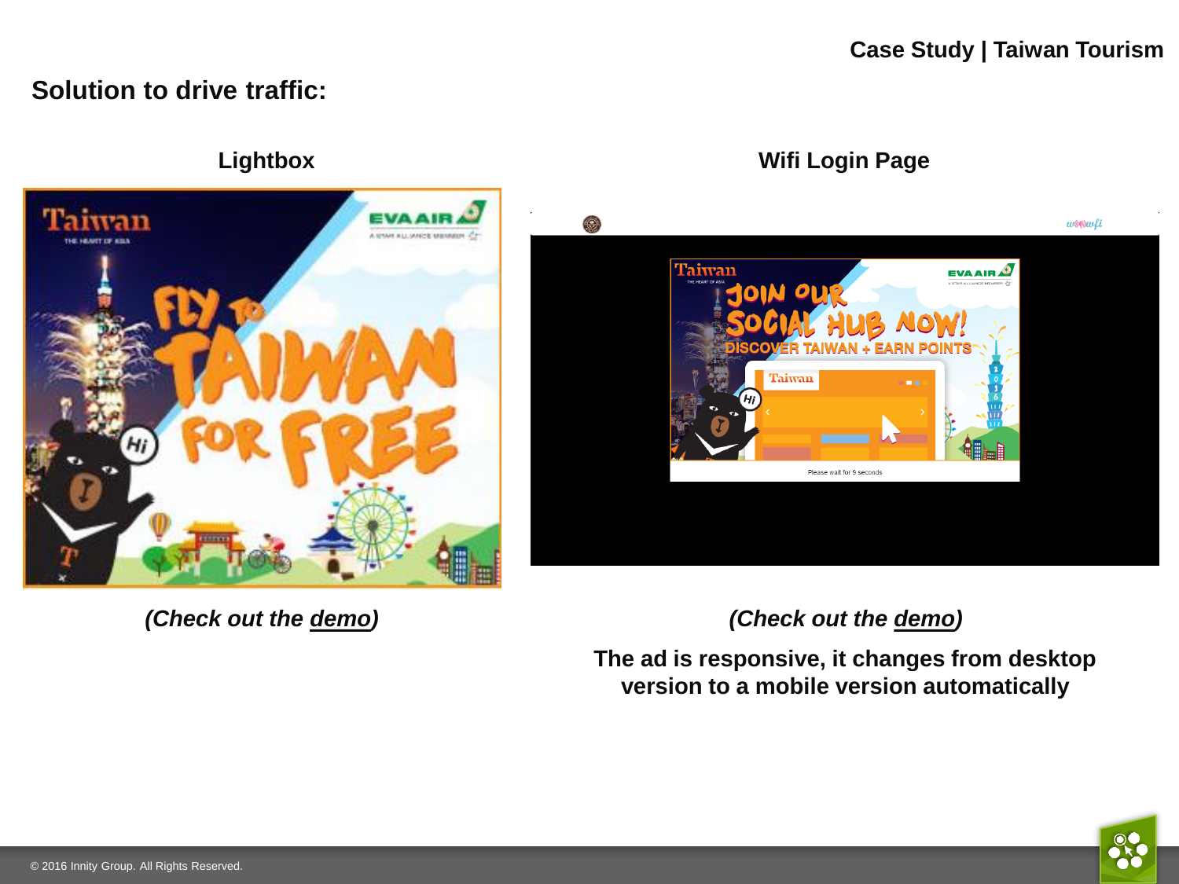## Solution to drive traffic:

### Lightbox

*(Check out the demo)*

### Wifi Login Page

*(Check out the demo)*

**The ad is responsive, it changes from desktop version to a mobile version automatically**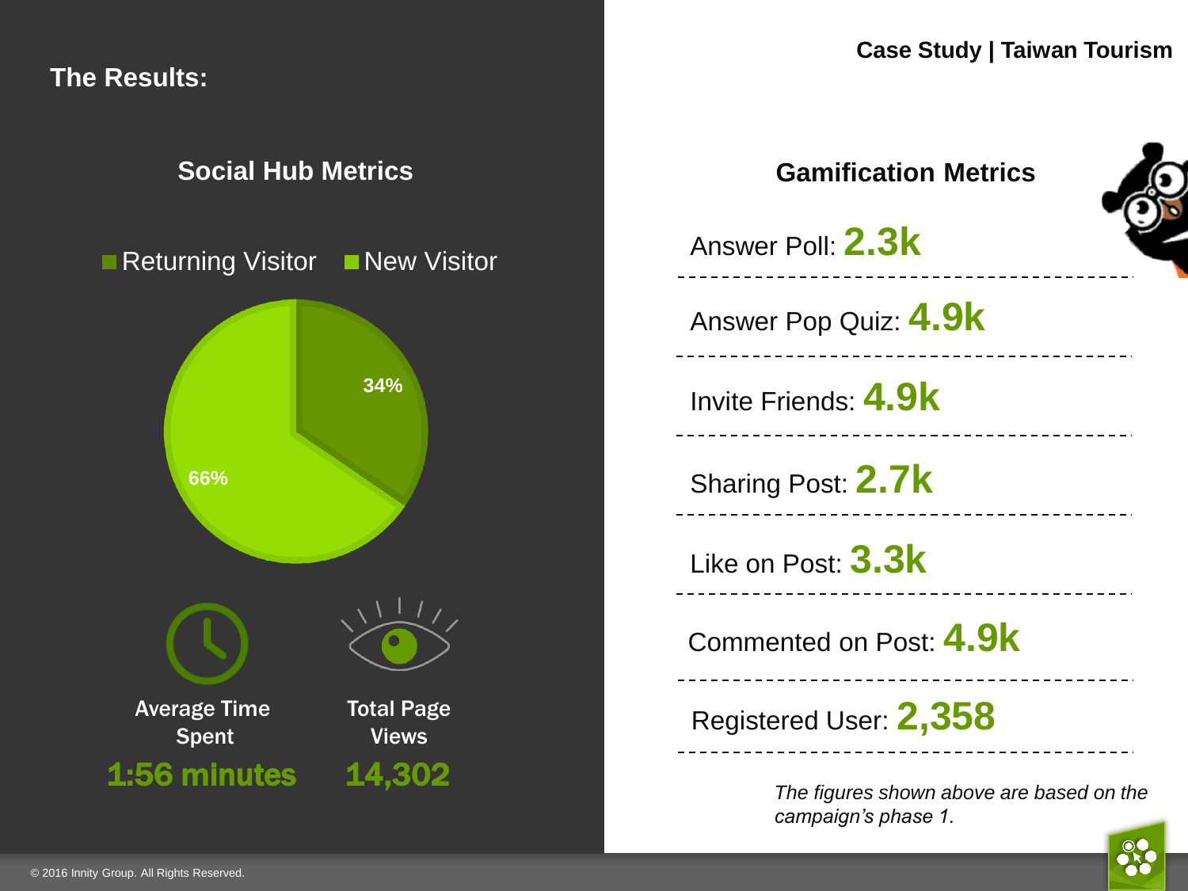## The Results:

### Social Hub Metrics

Returning Visitor: 34%
New Visitor: 66%

**Average Time Spent**
**1:56 minutes**

**Total Page Views**
**14,302**

### Case Study | Taiwan Tourism

### Gamification Metrics

Answer Poll: **2.3k**

Answer Pop Quiz: **4.9k**

Invite Friends: **4.9k**

Sharing Post: **2.7k**

Like on Post: **3.3k**

Commented on Post: **4.9k**

Registered User: **2,358**

*The figures shown above are based on the campaign's phase 1.*

© 2016 Innity Group. All Rights Reserved.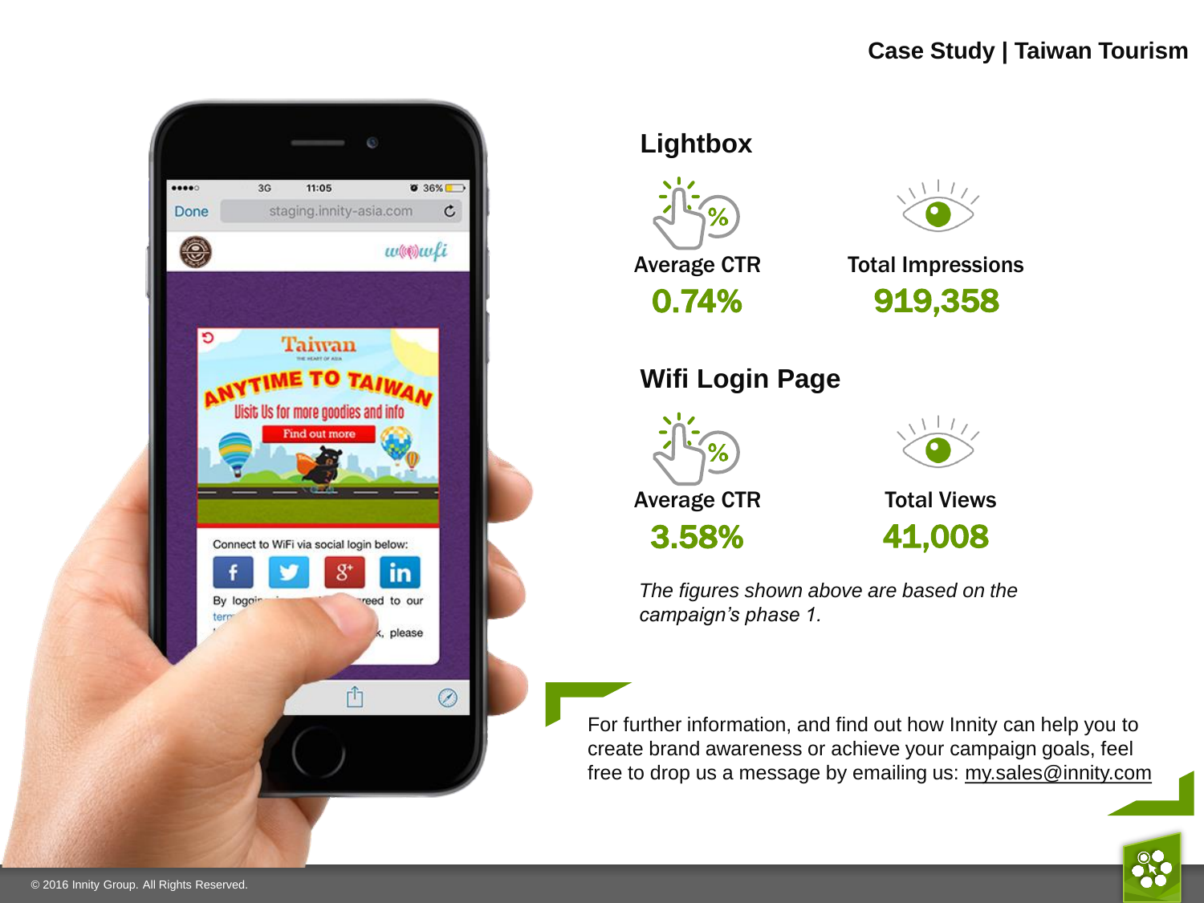# Case Study | Taiwan Tourism

## Lightbox

Average CTR
**0.74%**

Total Impressions
**919,358**

## Wifi Login Page

Average CTR
**3.58%**

Total Views
**41,008**

*The figures shown above are based on the campaign's phase 1.*

For further information, and find out how Innity can help you to create brand awareness or achieve your campaign goals, feel free to drop us a message by emailing us: my.sales@innity.com

© 2016 Innity Group. All Rights Reserved.